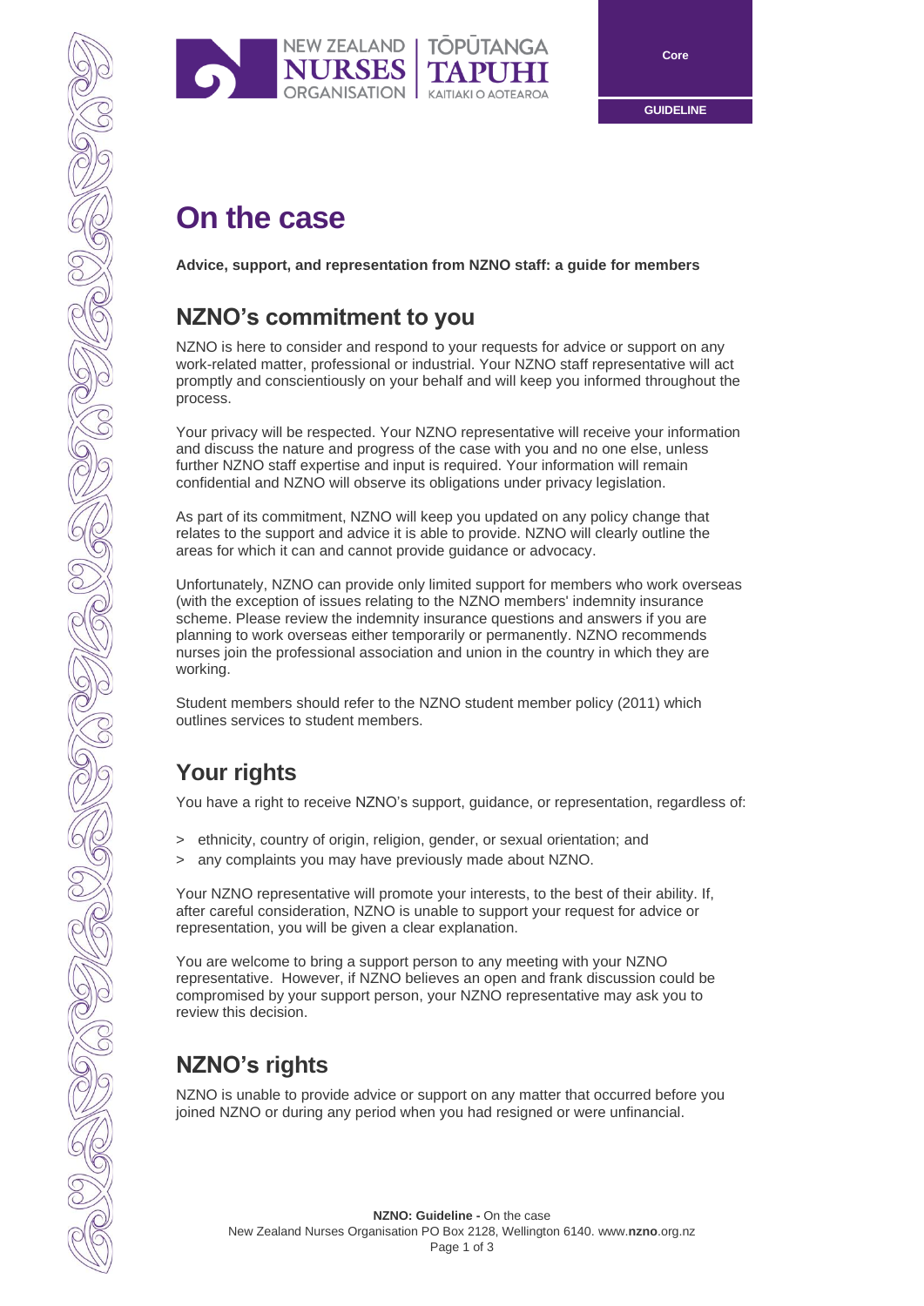Core

GUIDELINE

# On the case

**Advice, support, and representation from NZNO staff: a guide for members**

## NZNO's commitment to you

NZNO is here to consider and respond to your requests for advice or support on any work-related matter, professional or industrial. Your NZNO staff representative will act promptly and conscientiously on your behalf and will keep you informed throughout the process.

Your privacy will be respected. Your NZNO representative will receive your information and discuss the nature and progress of the case with you and no one else, unless further NZNO staff expertise and input is required. Your information will remain confidential and NZNO will observe its obligations under privacy legislation.

As part of its commitment, NZNO will keep you updated on any policy change that relates to the support and advice it is able to provide. NZNO will clearly outline the areas for which it can and cannot provide guidance or advocacy.

Unfortunately, NZNO can provide only limited support for members who work overseas (with the exception of issues relating to the NZNO members' indemnity insurance scheme. Please review the indemnity insurance questions and answers if you are planning to work overseas either temporarily or permanently. NZNO recommends nurses join the professional association and union in the country in which they are working.

Student members should refer to the NZNO student member policy (2011) which outlines services to student members.

## Your rights

You have a right to receive NZNO's support, guidance, or representation, regardless of:

> ethnicity, country of origin, religion, gender, or sexual orientation; and
> any complaints you may have previously made about NZNO.

Your NZNO representative will promote your interests, to the best of their ability. If, after careful consideration, NZNO is unable to support your request for advice or representation, you will be given a clear explanation.

You are welcome to bring a support person to any meeting with your NZNO representative. However, if NZNO believes an open and frank discussion could be compromised by your support person, your NZNO representative may ask you to review this decision.

## NZNO's rights

NZNO is unable to provide advice or support on any matter that occurred before you joined NZNO or during any period when you had resigned or were unfinancial.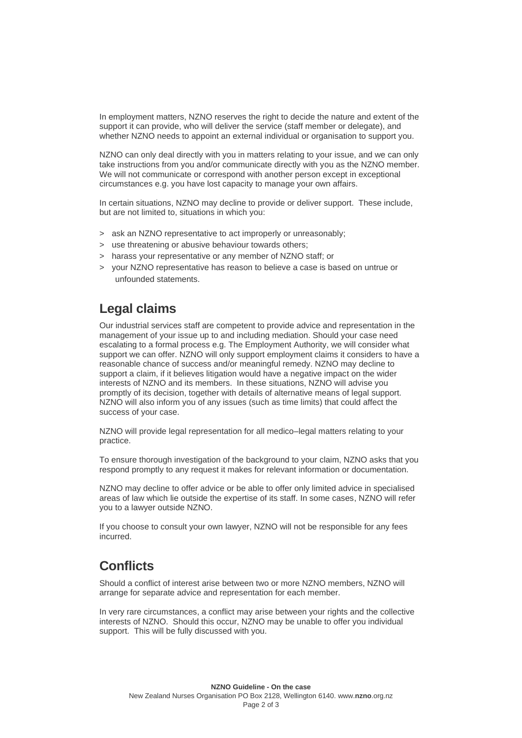In employment matters, NZNO reserves the right to decide the nature and extent of the support it can provide, who will deliver the service (staff member or delegate), and whether NZNO needs to appoint an external individual or organisation to support you.

NZNO can only deal directly with you in matters relating to your issue, and we can only take instructions from you and/or communicate directly with you as the NZNO member. We will not communicate or correspond with another person except in exceptional circumstances e.g. you have lost capacity to manage your own affairs.

In certain situations, NZNO may decline to provide or deliver support. These include, but are not limited to, situations in which you:

- ask an NZNO representative to act improperly or unreasonably;
- use threatening or abusive behaviour towards others;
- harass your representative or any member of NZNO staff; or
- your NZNO representative has reason to believe a case is based on untrue or unfounded statements.

## Legal claims

Our industrial services staff are competent to provide advice and representation in the management of your issue up to and including mediation. Should your case need escalating to a formal process e.g. The Employment Authority, we will consider what support we can offer. NZNO will only support employment claims it considers to have a reasonable chance of success and/or meaningful remedy. NZNO may decline to support a claim, if it believes litigation would have a negative impact on the wider interests of NZNO and its members. In these situations, NZNO will advise you promptly of its decision, together with details of alternative means of legal support. NZNO will also inform you of any issues (such as time limits) that could affect the success of your case.

NZNO will provide legal representation for all medico–legal matters relating to your practice.

To ensure thorough investigation of the background to your claim, NZNO asks that you respond promptly to any request it makes for relevant information or documentation.

NZNO may decline to offer advice or be able to offer only limited advice in specialised areas of law which lie outside the expertise of its staff. In some cases, NZNO will refer you to a lawyer outside NZNO.

If you choose to consult your own lawyer, NZNO will not be responsible for any fees incurred.

## Conflicts

Should a conflict of interest arise between two or more NZNO members, NZNO will arrange for separate advice and representation for each member.

In very rare circumstances, a conflict may arise between your rights and the collective interests of NZNO. Should this occur, NZNO may be unable to offer you individual support. This will be fully discussed with you.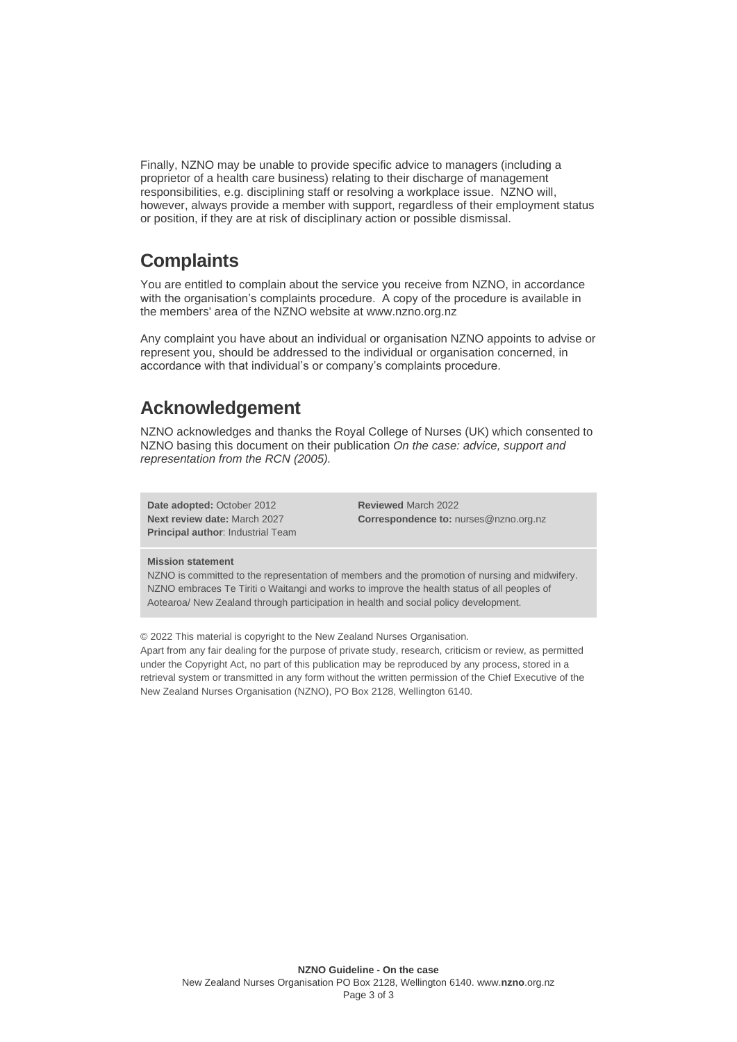Finally, NZNO may be unable to provide specific advice to managers (including a proprietor of a health care business) relating to their discharge of management responsibilities, e.g. disciplining staff or resolving a workplace issue. NZNO will, however, always provide a member with support, regardless of their employment status or position, if they are at risk of disciplinary action or possible dismissal.

## Complaints

You are entitled to complain about the service you receive from NZNO, in accordance with the organisation's complaints procedure. A copy of the procedure is available in the members' area of the NZNO website at www.nzno.org.nz

Any complaint you have about an individual or organisation NZNO appoints to advise or represent you, should be addressed to the individual or organisation concerned, in accordance with that individual's or company's complaints procedure.

## Acknowledgement

NZNO acknowledges and thanks the Royal College of Nurses (UK) which consented to NZNO basing this document on their publication *On the case: advice, support and representation from the RCN (2005).*

**Date adopted:** October 2012
**Next review date:** March 2027
**Principal author**: Industrial Team

**Reviewed** March 2022
**Correspondence to:** nurses@nzno.org.nz

**Mission statement**

NZNO is committed to the representation of members and the promotion of nursing and midwifery. NZNO embraces Te Tiriti o Waitangi and works to improve the health status of all peoples of Aotearoa/ New Zealand through participation in health and social policy development.

© 2022 This material is copyright to the New Zealand Nurses Organisation.
Apart from any fair dealing for the purpose of private study, research, criticism or review, as permitted under the Copyright Act, no part of this publication may be reproduced by any process, stored in a retrieval system or transmitted in any form without the written permission of the Chief Executive of the New Zealand Nurses Organisation (NZNO), PO Box 2128, Wellington 6140.